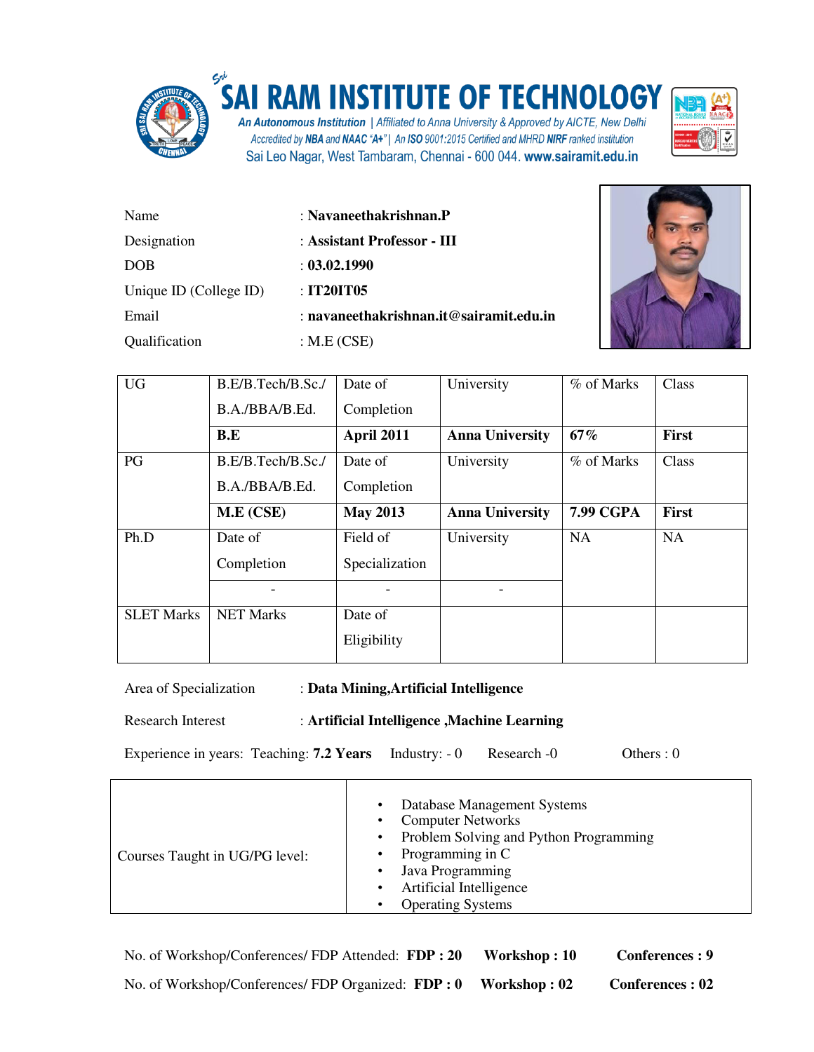# SAI RAM INSTITUTE OF TECHNOLOGY

*An Autonomous Institution | Affiliated to Anna University & Approved by AICTE, New Delhi*
*Accredited by NBA and NAAC "A+" | An ISO 9001:2015 Certified and MHRD NIRF ranked institution*
Sai Leo Nagar, West Tambaram, Chennai - 600 044. **www.sairamit.edu.in**

| | |
|---|---|
| Name | : **Navaneethakrishnan.P** |
| Designation | : **Assistant Professor - III** |
| DOB | : **03.02.1990** |
| Unique ID (College ID) | : **IT20IT05** |
| Email | : **navaneethakrishnan.it@sairamit.edu.in** |
| Qualification | : M.E (CSE) |

| | | | | | |
|---|---|---|---|---|---|
| UG | B.E/B.Tech/B.Sc./ B.A./BBA/B.Ed. | Date of Completion | University | % of Marks | Class |
| | **B.E** | **April 2011** | **Anna University** | **67%** | **First** |
| PG | B.E/B.Tech/B.Sc./ B.A./BBA/B.Ed. | Date of Completion | University | % of Marks | Class |
| | **M.E (CSE)** | **May 2013** | **Anna University** | **7.99 CGPA** | **First** |
| Ph.D | Date of Completion | Field of Specialization | University | NA | NA |
| | - | - | - | | |
| SLET Marks | NET Marks | Date of Eligibility | | | |

Area of Specialization : **Data Mining,Artificial Intelligence**

Research Interest : **Artificial Intelligence ,Machine Learning**

Experience in years: Teaching: **7.2 Years** Industry: - 0 Research -0 Others : 0

| | |
|---|---|
| Courses Taught in UG/PG level: | • Database Management Systems<br>• Computer Networks<br>• Problem Solving and Python Programming<br>• Programming in C<br>• Java Programming<br>• Artificial Intelligence<br>• Operating Systems |

No. of Workshop/Conferences/ FDP Attended: **FDP : 20** **Workshop : 10** **Conferences : 9**

No. of Workshop/Conferences/ FDP Organized: **FDP : 0** **Workshop : 02** **Conferences : 02**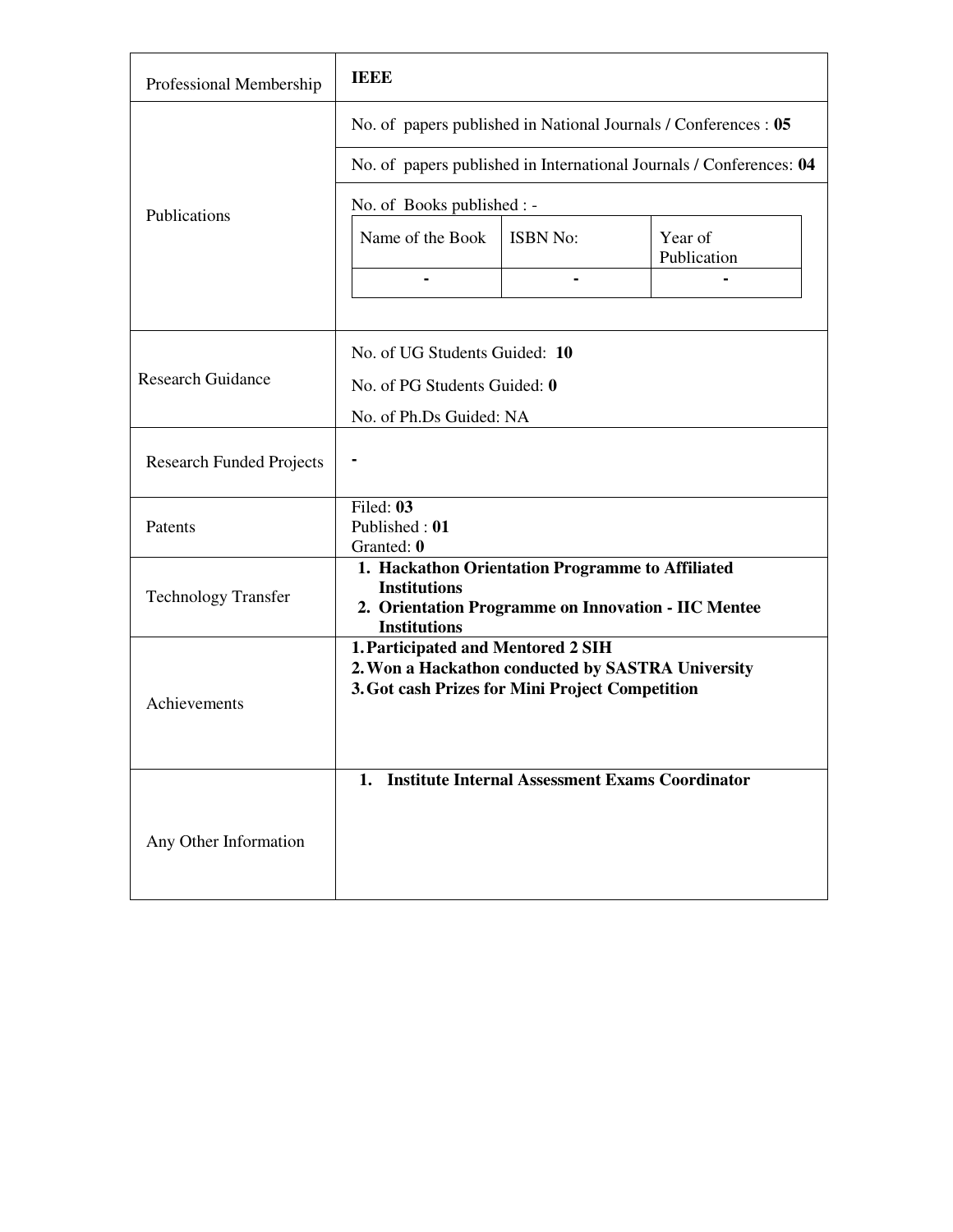| | |
|---|---|
| Professional Membership | **IEEE** |
| Publications | No. of papers published in National Journals / Conferences : **05**<br>No. of papers published in International Journals / Conferences: **04**<br>No. of Books published : -<br><br>Name of the Book: - \| ISBN No: - \| Year of Publication: - |
| Research Guidance | No. of UG Students Guided: **10**<br>No. of PG Students Guided: **0**<br>No. of Ph.Ds Guided: NA |
| Research Funded Projects | - |
| Patents | Filed: **03**<br>Published : **01**<br>Granted: **0** |
| Technology Transfer | **1. Hackathon Orientation Programme to Affiliated Institutions**<br>**2. Orientation Programme on Innovation - IIC Mentee Institutions** |
| Achievements | **1. Participated and Mentored 2 SIH**<br>**2. Won a Hackathon conducted by SASTRA University**<br>**3. Got cash Prizes for Mini Project Competition** |
| Any Other Information | **1. Institute Internal Assessment Exams Coordinator** |